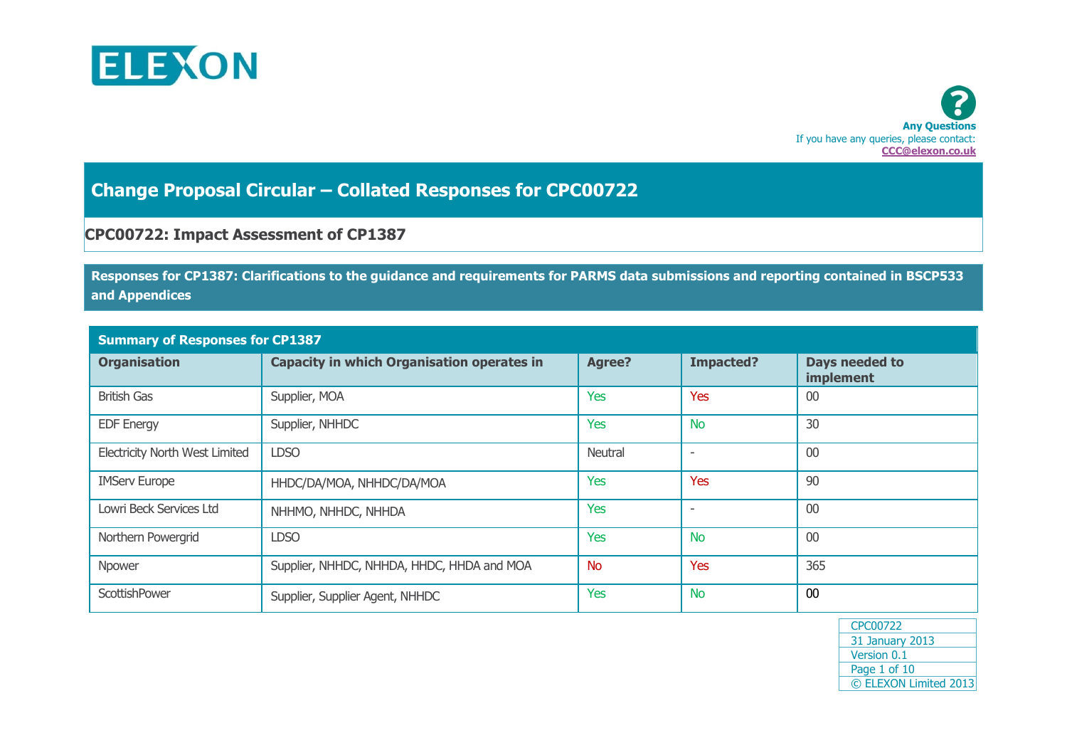ELEXON

**Any Questions**
If you have any queries, please contact:
CCC@elexon.co.uk

# Change Proposal Circular – Collated Responses for CPC00722

## CPC00722: Impact Assessment of CP1387

### Responses for CP1387: Clarifications to the guidance and requirements for PARMS data submissions and reporting contained in BSCP533 and Appendices

| Summary of Responses for CP1387 | | | | |
|---|---|---|---|---|
| **Organisation** | **Capacity in which Organisation operates in** | **Agree?** | **Impacted?** | **Days needed to implement** |
| British Gas | Supplier, MOA | Yes | Yes | 00 |
| EDF Energy | Supplier, NHHDC | Yes | No | 30 |
| Electricity North West Limited | LDSO | Neutral | - | 00 |
| IMServ Europe | HHDC/DA/MOA, NHHDC/DA/MOA | Yes | Yes | 90 |
| Lowri Beck Services Ltd | NHHMO, NHHDC, NHHDA | Yes | - | 00 |
| Northern Powergrid | LDSO | Yes | No | 00 |
| Npower | Supplier, NHHDC, NHHDA, HHDC, HHDA and MOA | No | Yes | 365 |
| ScottishPower | Supplier, Supplier Agent, NHHDC | Yes | No | 00 |

CPC00722
31 January 2013
Version 0.1
© ELEXON Limited 2013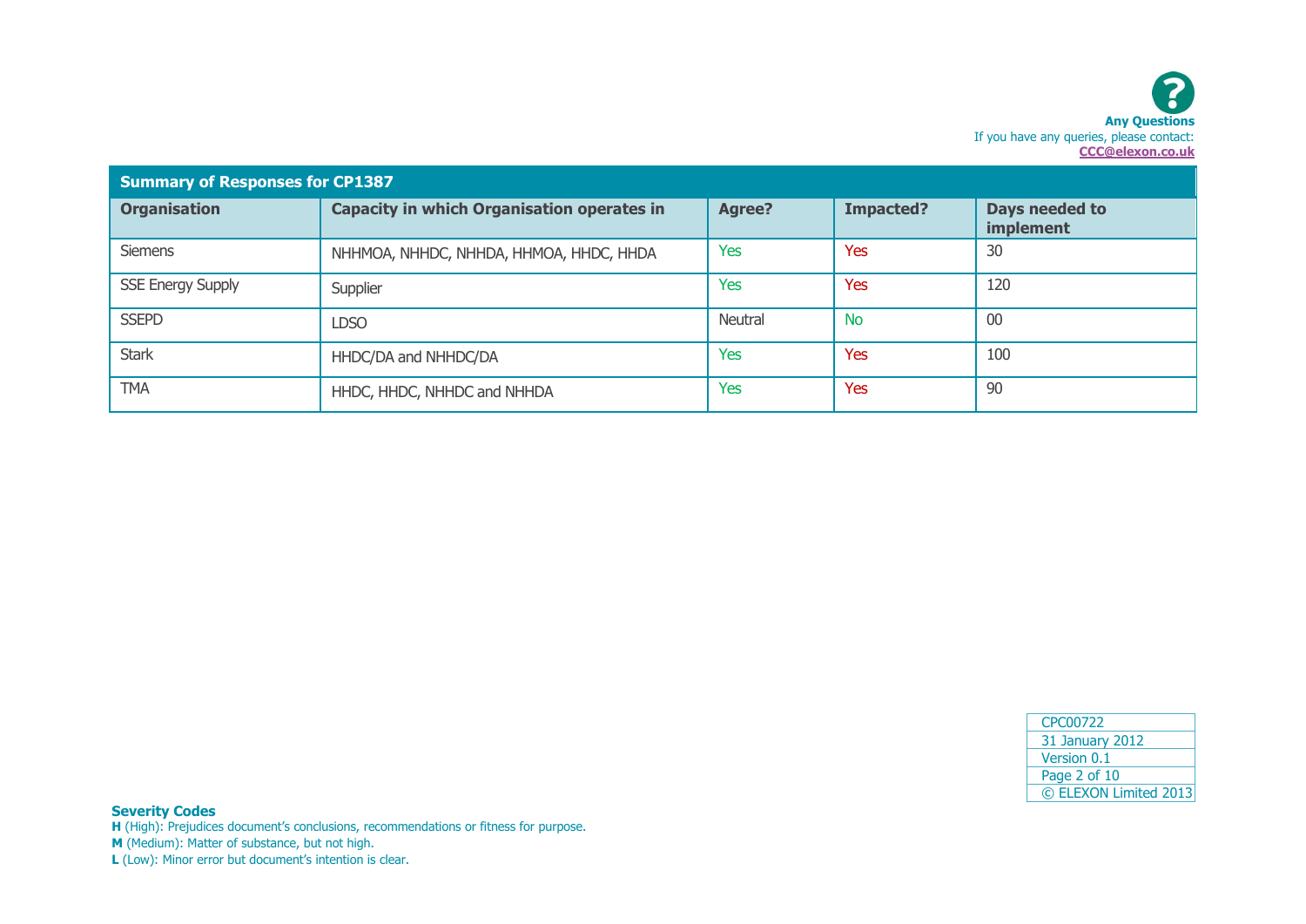**Any Questions**
If you have any queries, please contact:
**CCC@elexon.co.uk**

| Summary of Responses for CP1387 | | | | |
|---|---|---|---|---|
| **Organisation** | **Capacity in which Organisation operates in** | **Agree?** | **Impacted?** | **Days needed to implement** |
| Siemens | NHHMOA, NHHDC, NHHDA, HHMOA, HHDC, HHDA | Yes | Yes | 30 |
| SSE Energy Supply | Supplier | Yes | Yes | 120 |
| SSEPD | LDSO | Neutral | No | 00 |
| Stark | HHDC/DA and NHHDC/DA | Yes | Yes | 100 |
| TMA | HHDC, HHDC, NHHDC and NHHDA | Yes | Yes | 90 |

**Severity Codes**
**H** (High): Prejudices document's conclusions, recommendations or fitness for purpose.
**M** (Medium): Matter of substance, but not high.
**L** (Low): Minor error but document's intention is clear.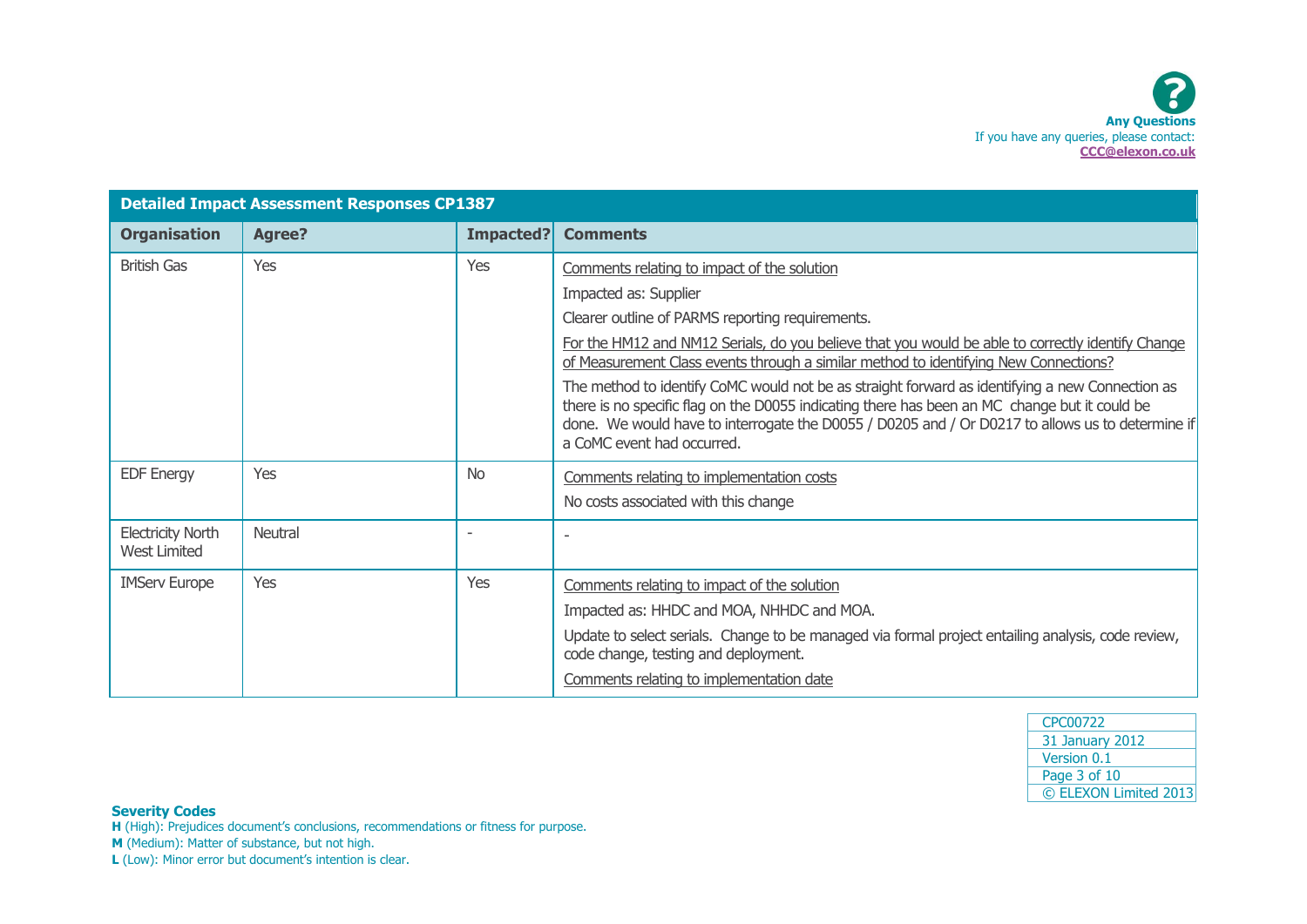**Any Questions**
If you have any queries, please contact:
**CCC@elexon.co.uk**

| Detailed Impact Assessment Responses CP1387 | | | |
|---|---|---|---|
| **Organisation** | **Agree?** | **Impacted?** | **Comments** |
| British Gas | Yes | Yes | Comments relating to impact of the solution<br><br>Impacted as: Supplier<br><br>Clearer outline of PARMS reporting requirements.<br><br>For the HM12 and NM12 Serials, do you believe that you would be able to correctly identify Change of Measurement Class events through a similar method to identifying New Connections?<br><br>The method to identify CoMC would not be as straight forward as identifying a new Connection as there is no specific flag on the D0055 indicating there has been an MC change but it could be done. We would have to interrogate the D0055 / D0205 and / Or D0217 to allows us to determine if a CoMC event had occurred. |
| EDF Energy | Yes | No | Comments relating to implementation costs<br><br>No costs associated with this change |
| Electricity North West Limited | Neutral | - | - |
| IMServ Europe | Yes | Yes | Comments relating to impact of the solution<br><br>Impacted as: HHDC and MOA, NHHDC and MOA.<br><br>Update to select serials. Change to be managed via formal project entailing analysis, code review, code change, testing and deployment.<br><br>Comments relating to implementation date |

| CPC00722 |
|---|
| 31 January 2012 |
| Version 0.1 |
| © ELEXON Limited 2013 |

**Severity Codes**
**H** (High): Prejudices document's conclusions, recommendations or fitness for purpose.
**M** (Medium): Matter of substance, but not high.
**L** (Low): Minor error but document's intention is clear.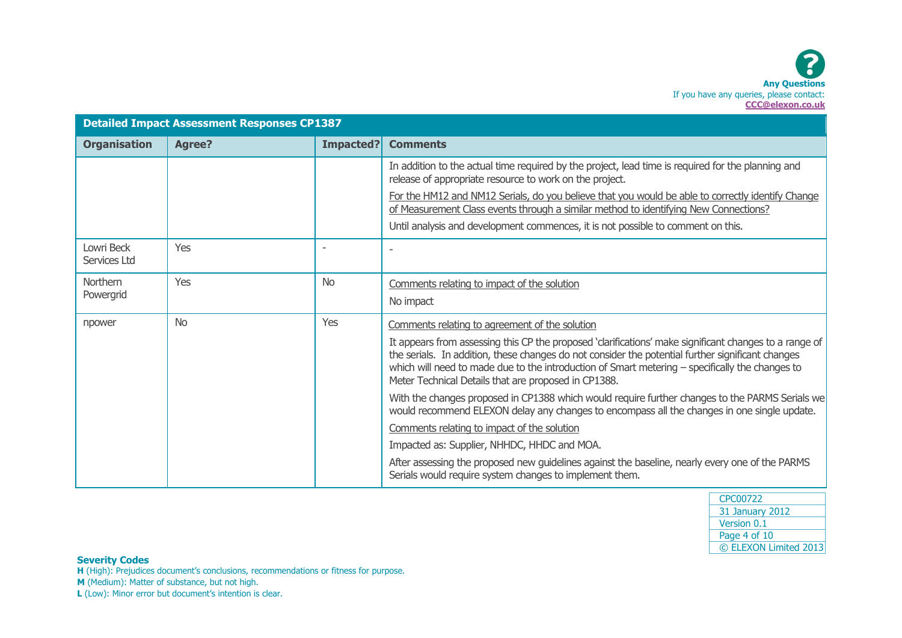Any Questions

If you have any queries, please contact: CCC@elexon.co.uk

| Detailed Impact Assessment Responses CP1387 | | | |
|---|---|---|---|
| **Organisation** | **Agree?** | **Impacted?** | **Comments** |
| | | | In addition to the actual time required by the project, lead time is required for the planning and release of appropriate resource to work on the project.<br><br>For the HM12 and NM12 Serials, do you believe that you would be able to correctly identify Change of Measurement Class events through a similar method to identifying New Connections?<br><br>Until analysis and development commences, it is not possible to comment on this. |
| Lowri Beck Services Ltd | Yes | - | - |
| Northern Powergrid | Yes | No | Comments relating to impact of the solution<br><br>No impact |
| npower | No | Yes | Comments relating to agreement of the solution<br><br>It appears from assessing this CP the proposed 'clarifications' make significant changes to a range of the serials. In addition, these changes do not consider the potential further significant changes which will need to made due to the introduction of Smart metering – specifically the changes to Meter Technical Details that are proposed in CP1388.<br><br>With the changes proposed in CP1388 which would require further changes to the PARMS Serials we would recommend ELEXON delay any changes to encompass all the changes in one single update.<br><br>Comments relating to impact of the solution<br><br>Impacted as: Supplier, NHHDC, HHDC and MOA.<br><br>After assessing the proposed new guidelines against the baseline, nearly every one of the PARMS Serials would require system changes to implement them. |

CPC00722
31 January 2012
Version 0.1
© ELEXON Limited 2013

**Severity Codes**

**H** (High): Prejudices document's conclusions, recommendations or fitness for purpose.
**M** (Medium): Matter of substance, but not high.
**L** (Low): Minor error but document's intention is clear.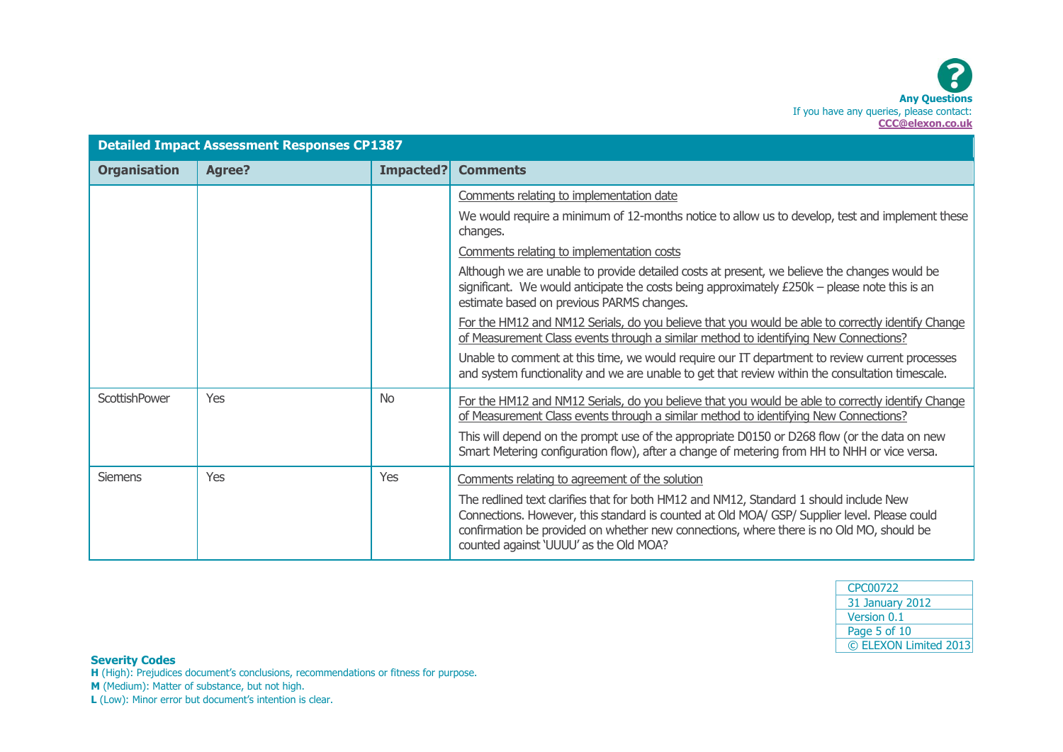**Any Questions**
If you have any queries, please contact:
**CCC@elexon.co.uk**

| Detailed Impact Assessment Responses CP1387 | | | |
|---|---|---|---|
| **Organisation** | **Agree?** | **Impacted?** | **Comments** |
| | | | Comments relating to implementation date<br><br>We would require a minimum of 12-months notice to allow us to develop, test and implement these changes.<br><br>Comments relating to implementation costs<br><br>Although we are unable to provide detailed costs at present, we believe the changes would be significant. We would anticipate the costs being approximately £250k – please note this is an estimate based on previous PARMS changes.<br><br>For the HM12 and NM12 Serials, do you believe that you would be able to correctly identify Change of Measurement Class events through a similar method to identifying New Connections?<br><br>Unable to comment at this time, we would require our IT department to review current processes and system functionality and we are unable to get that review within the consultation timescale. |
| ScottishPower | Yes | No | For the HM12 and NM12 Serials, do you believe that you would be able to correctly identify Change of Measurement Class events through a similar method to identifying New Connections?<br><br>This will depend on the prompt use of the appropriate D0150 or D268 flow (or the data on new Smart Metering configuration flow), after a change of metering from HH to NHH or vice versa. |
| Siemens | Yes | Yes | Comments relating to agreement of the solution<br><br>The redlined text clarifies that for both HM12 and NM12, Standard 1 should include New Connections. However, this standard is counted at Old MOA/ GSP/ Supplier level. Please could confirmation be provided on whether new connections, where there is no Old MO, should be counted against 'UUUU' as the Old MOA? |

**Severity Codes**
**H** (High): Prejudices document's conclusions, recommendations or fitness for purpose.
**M** (Medium): Matter of substance, but not high.
**L** (Low): Minor error but document's intention is clear.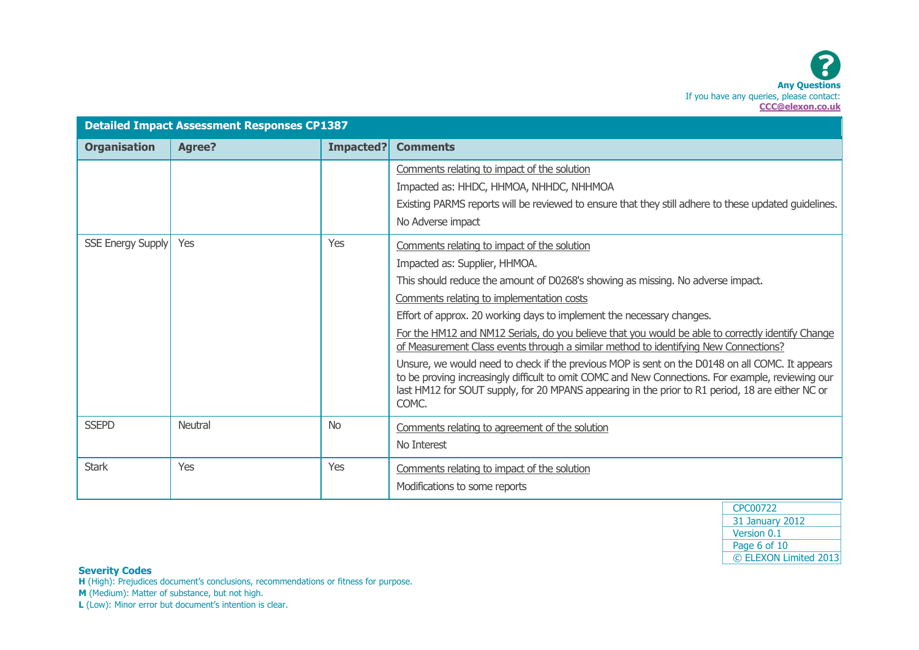Any Questions
If you have any queries, please contact:
**CCC@elexon.co.uk**

| Detailed Impact Assessment Responses CP1387 | | | |
|---|---|---|---|
| **Organisation** | **Agree?** | **Impacted?** | **Comments** |
| | | | Comments relating to impact of the solution<br>Impacted as: HHDC, HHMOA, NHHDC, NHHMOA<br>Existing PARMS reports will be reviewed to ensure that they still adhere to these updated guidelines.<br>No Adverse impact |
| SSE Energy Supply | Yes | Yes | Comments relating to impact of the solution<br>Impacted as: Supplier, HHMOA.<br>This should reduce the amount of D0268's showing as missing. No adverse impact.<br>Comments relating to implementation costs<br>Effort of approx. 20 working days to implement the necessary changes.<br>For the HM12 and NM12 Serials, do you believe that you would be able to correctly identify Change of Measurement Class events through a similar method to identifying New Connections?<br>Unsure, we would need to check if the previous MOP is sent on the D0148 on all COMC. It appears to be proving increasingly difficult to omit COMC and New Connections. For example, reviewing our last HM12 for SOUT supply, for 20 MPANS appearing in the prior to R1 period, 18 are either NC or COMC. |
| SSEPD | Neutral | No | Comments relating to agreement of the solution<br>No Interest |
| Stark | Yes | Yes | Comments relating to impact of the solution<br>Modifications to some reports |

**Severity Codes**
**H** (High): Prejudices document's conclusions, recommendations or fitness for purpose.
**M** (Medium): Matter of substance, but not high.
**L** (Low): Minor error but document's intention is clear.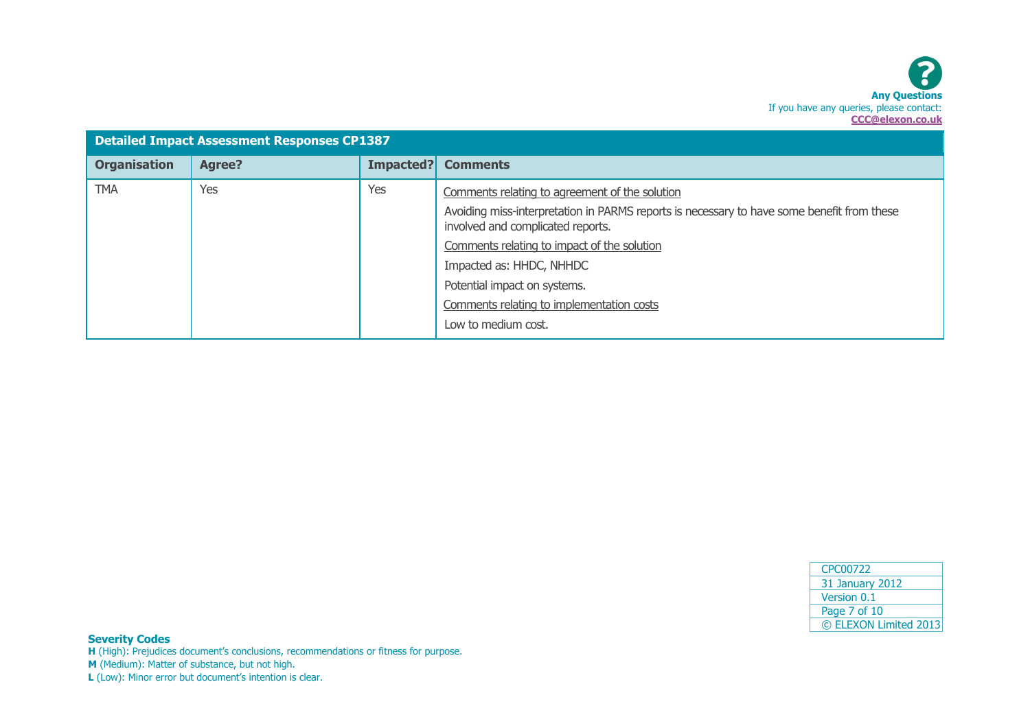**Any Questions**
If you have any queries, please contact:
**CCC@elexon.co.uk**

| Detailed Impact Assessment Responses CP1387 | | | |
|---|---|---|---|
| **Organisation** | **Agree?** | **Impacted?** | **Comments** |
| TMA | Yes | Yes | Comments relating to agreement of the solution<br><br>Avoiding miss-interpretation in PARMS reports is necessary to have some benefit from these involved and complicated reports.<br><br>Comments relating to impact of the solution<br><br>Impacted as: HHDC, NHHDC<br><br>Potential impact on systems.<br><br>Comments relating to implementation costs<br><br>Low to medium cost. |

| CPC00722 |
|---|
| 31 January 2012 |
| Version 0.1 |
| © ELEXON Limited 2013 |

**Severity Codes**

**H** (High): Prejudices document's conclusions, recommendations or fitness for purpose.

**M** (Medium): Matter of substance, but not high.

**L** (Low): Minor error but document's intention is clear.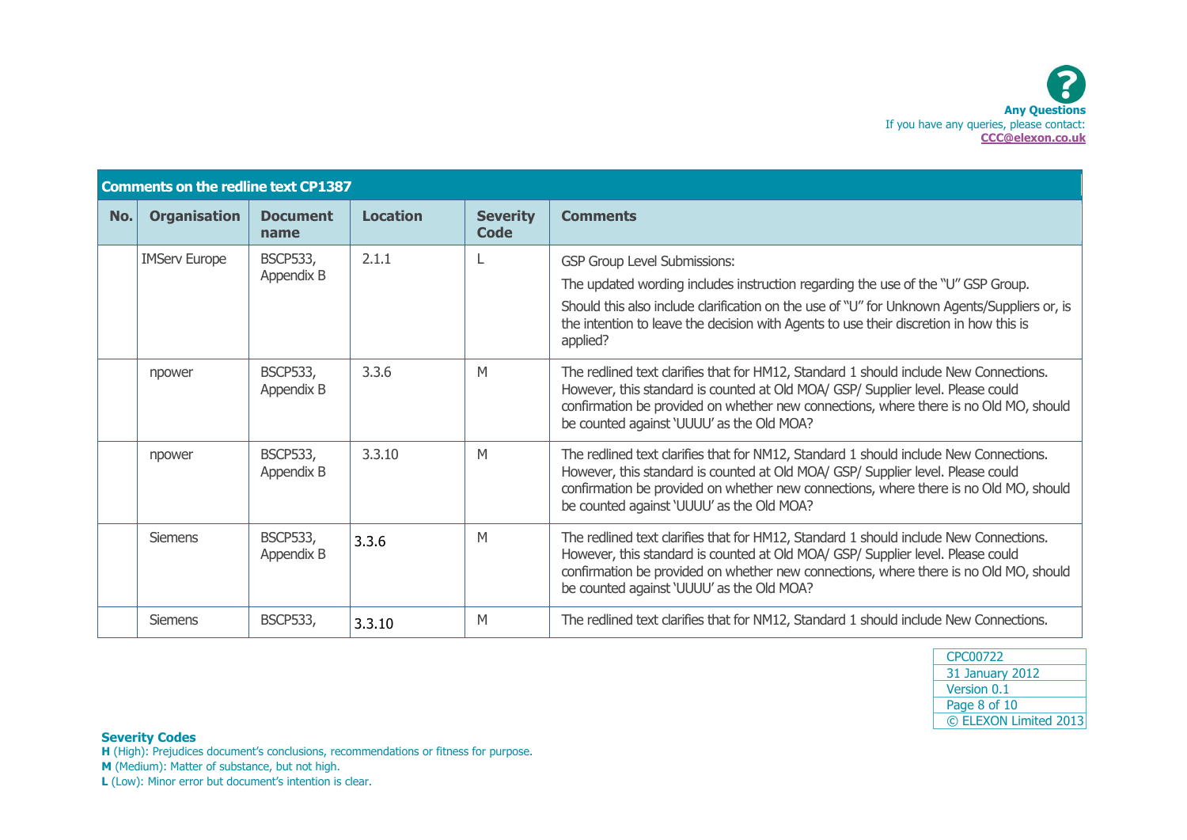**Any Questions**
If you have any queries, please contact:
**CCC@elexon.co.uk**

| Comments on the redline text CP1387 | | | | | |
|---|---|---|---|---|---|
| **No.** | **Organisation** | **Document name** | **Location** | **Severity Code** | **Comments** |
| | IMServ Europe | BSCP533, Appendix B | 2.1.1 | L | GSP Group Level Submissions:<br>The updated wording includes instruction regarding the use of the "U" GSP Group.<br>Should this also include clarification on the use of "U" for Unknown Agents/Suppliers or, is the intention to leave the decision with Agents to use their discretion in how this is applied? |
| | npower | BSCP533, Appendix B | 3.3.6 | M | The redlined text clarifies that for HM12, Standard 1 should include New Connections. However, this standard is counted at Old MOA/ GSP/ Supplier level. Please could confirmation be provided on whether new connections, where there is no Old MO, should be counted against 'UUUU' as the Old MOA? |
| | npower | BSCP533, Appendix B | 3.3.10 | M | The redlined text clarifies that for NM12, Standard 1 should include New Connections. However, this standard is counted at Old MOA/ GSP/ Supplier level. Please could confirmation be provided on whether new connections, where there is no Old MO, should be counted against 'UUUU' as the Old MOA? |
| | Siemens | BSCP533, Appendix B | 3.3.6 | M | The redlined text clarifies that for HM12, Standard 1 should include New Connections. However, this standard is counted at Old MOA/ GSP/ Supplier level. Please could confirmation be provided on whether new connections, where there is no Old MO, should be counted against 'UUUU' as the Old MOA? |
| | Siemens | BSCP533, | 3.3.10 | M | The redlined text clarifies that for NM12, Standard 1 should include New Connections. |

**Severity Codes**
**H** (High): Prejudices document's conclusions, recommendations or fitness for purpose.
**M** (Medium): Matter of substance, but not high.
**L** (Low): Minor error but document's intention is clear.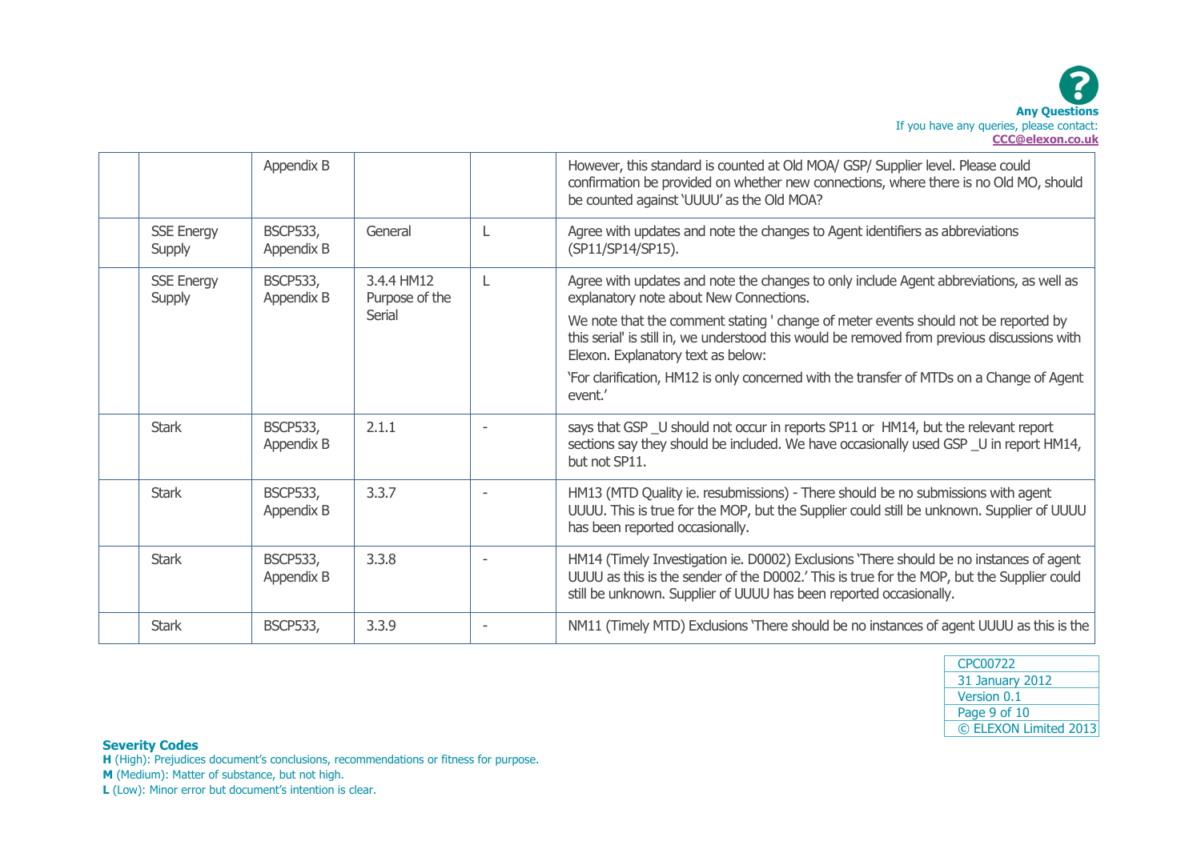| | | | | | |
|---|---|---|---|---|---|
| | | Appendix B | | | However, this standard is counted at Old MOA/ GSP/ Supplier level. Please could confirmation be provided on whether new connections, where there is no Old MO, should be counted against 'UUUU' as the Old MOA? |
| | SSE Energy Supply | BSCP533, Appendix B | General | L | Agree with updates and note the changes to Agent identifiers as abbreviations (SP11/SP14/SP15). |
| | SSE Energy Supply | BSCP533, Appendix B | 3.4.4 HM12 Purpose of the Serial | L | Agree with updates and note the changes to only include Agent abbreviations, as well as explanatory note about New Connections.<br><br>We note that the comment stating ' change of meter events should not be reported by this serial' is still in, we understood this would be removed from previous discussions with Elexon. Explanatory text as below:<br><br>'For clarification, HM12 is only concerned with the transfer of MTDs on a Change of Agent event.' |
| | Stark | BSCP533, Appendix B | 2.1.1 | - | says that GSP _U should not occur in reports SP11 or HM14, but the relevant report sections say they should be included. We have occasionally used GSP _U in report HM14, but not SP11. |
| | Stark | BSCP533, Appendix B | 3.3.7 | - | HM13 (MTD Quality ie. resubmissions) - There should be no submissions with agent UUUU. This is true for the MOP, but the Supplier could still be unknown. Supplier of UUUU has been reported occasionally. |
| | Stark | BSCP533, Appendix B | 3.3.8 | - | HM14 (Timely Investigation ie. D0002) Exclusions 'There should be no instances of agent UUUU as this is the sender of the D0002.' This is true for the MOP, but the Supplier could still be unknown. Supplier of UUUU has been reported occasionally. |
| | Stark | BSCP533, | 3.3.9 | - | NM11 (Timely MTD) Exclusions 'There should be no instances of agent UUUU as this is the |

**Severity Codes**

**H** (High): Prejudices document's conclusions, recommendations or fitness for purpose.

**M** (Medium): Matter of substance, but not high.

**L** (Low): Minor error but document's intention is clear.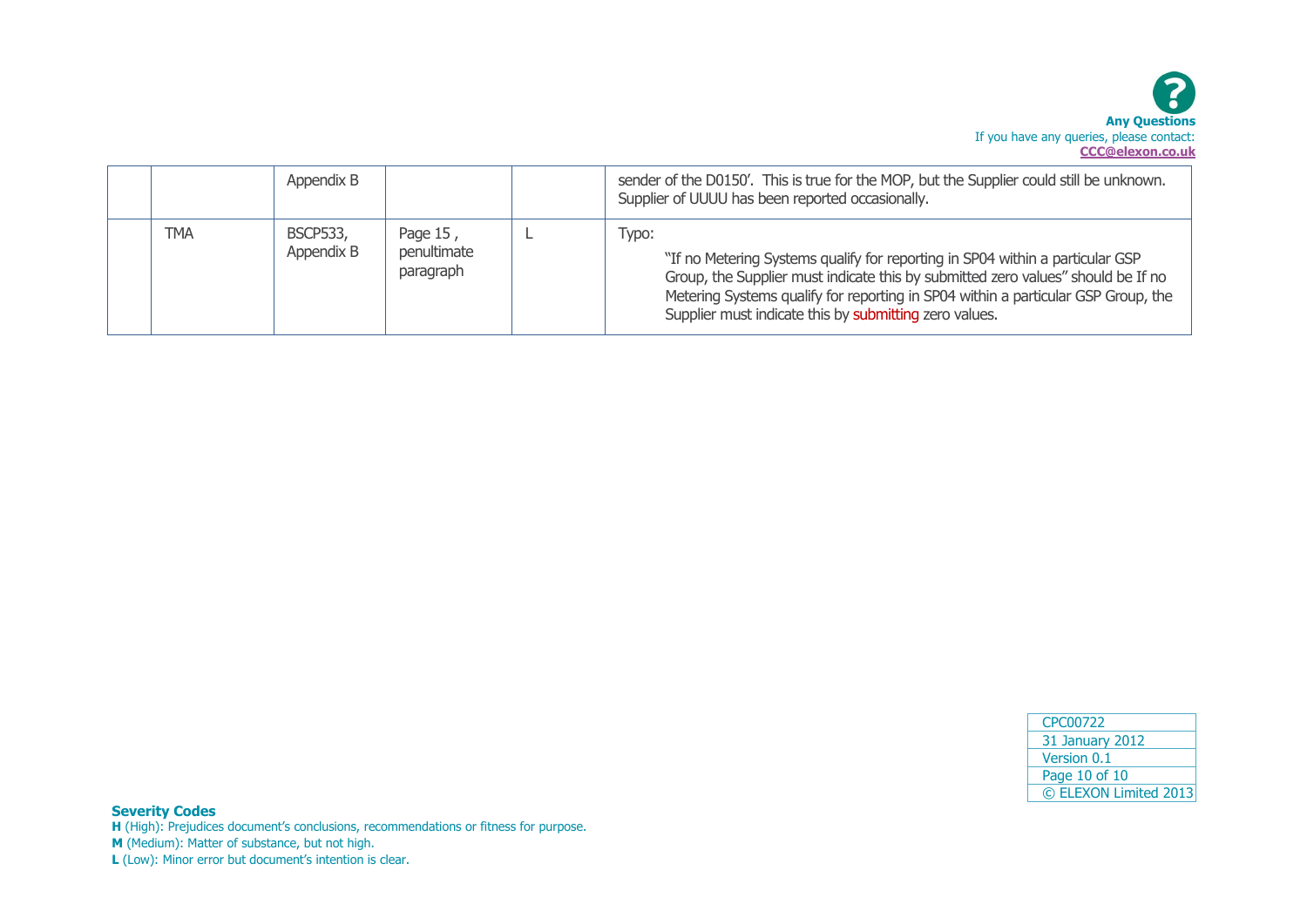**Any Questions**
If you have any queries, please contact:
**CCC@elexon.co.uk**

| | | | | | |
|---|---|---|---|---|---|
| | | Appendix B | | | sender of the D0150'. This is true for the MOP, but the Supplier could still be unknown. Supplier of UUUU has been reported occasionally. |
| | TMA | BSCP533, Appendix B | Page 15 , penultimate paragraph | L | Typo: "If no Metering Systems qualify for reporting in SP04 within a particular GSP Group, the Supplier must indicate this by submitted zero values" should be If no Metering Systems qualify for reporting in SP04 within a particular GSP Group, the Supplier must indicate this by submitting zero values. |

**Severity Codes**
**H** (High): Prejudices document's conclusions, recommendations or fitness for purpose.
**M** (Medium): Matter of substance, but not high.
**L** (Low): Minor error but document's intention is clear.